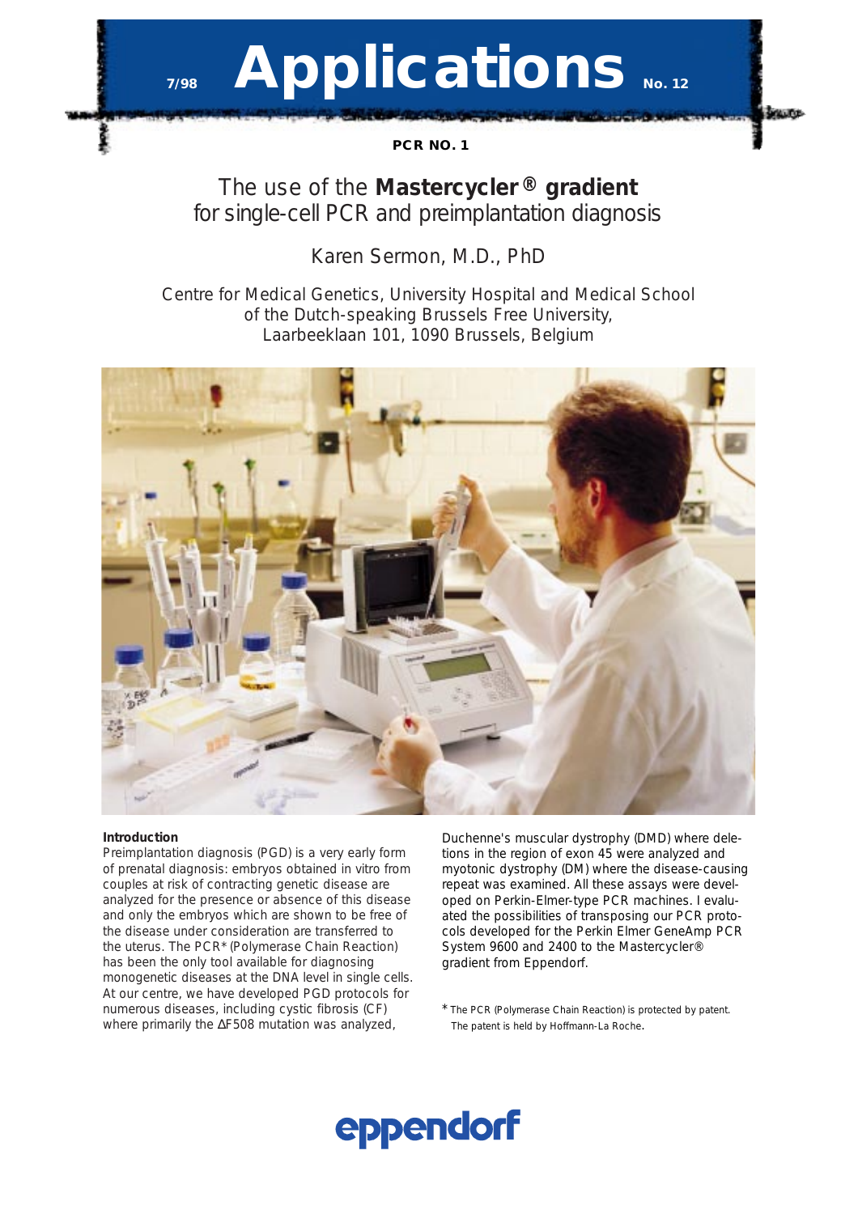7/98 **Applications** No. 12

PCR NO. 1

# The use of the **Mastercycler® gradient** for single-cell PCR and preimplantation diagnosis

Karen Sermon, M.D., PhD

Centre for Medical Genetics, University Hospital and Medical School of the Dutch-speaking Brussels Free University, Laarbeeklaan 101, 1090 Brussels, Belgium

**Introduction**

Preimplantation diagnosis (PGD) is a very early form of prenatal diagnosis: embryos obtained in vitro from couples at risk of contracting genetic disease are analyzed for the presence or absence of this disease and only the embryos which are shown to be free of the disease under consideration are transferred to the uterus. The PCR* (Polymerase Chain Reaction) has been the only tool available for diagnosing monogenetic diseases at the DNA level in single cells. At our centre, we have developed PGD protocols for numerous diseases, including cystic fibrosis (CF) where primarily the ΔF508 mutation was analyzed, Duchenne's muscular dystrophy (DMD) where deletions in the region of exon 45 were analyzed and myotonic dystrophy (DM) where the disease-causing repeat was examined. All these assays were developed on Perkin-Elmer-type PCR machines. I evaluated the possibilities of transposing our PCR protocols developed for the Perkin Elmer GeneAmp PCR System 9600 and 2400 to the Mastercycler® gradient from Eppendorf.

* The PCR (Polymerase Chain Reaction) is protected by patent. The patent is held by Hoffmann-La Roche.

eppendorf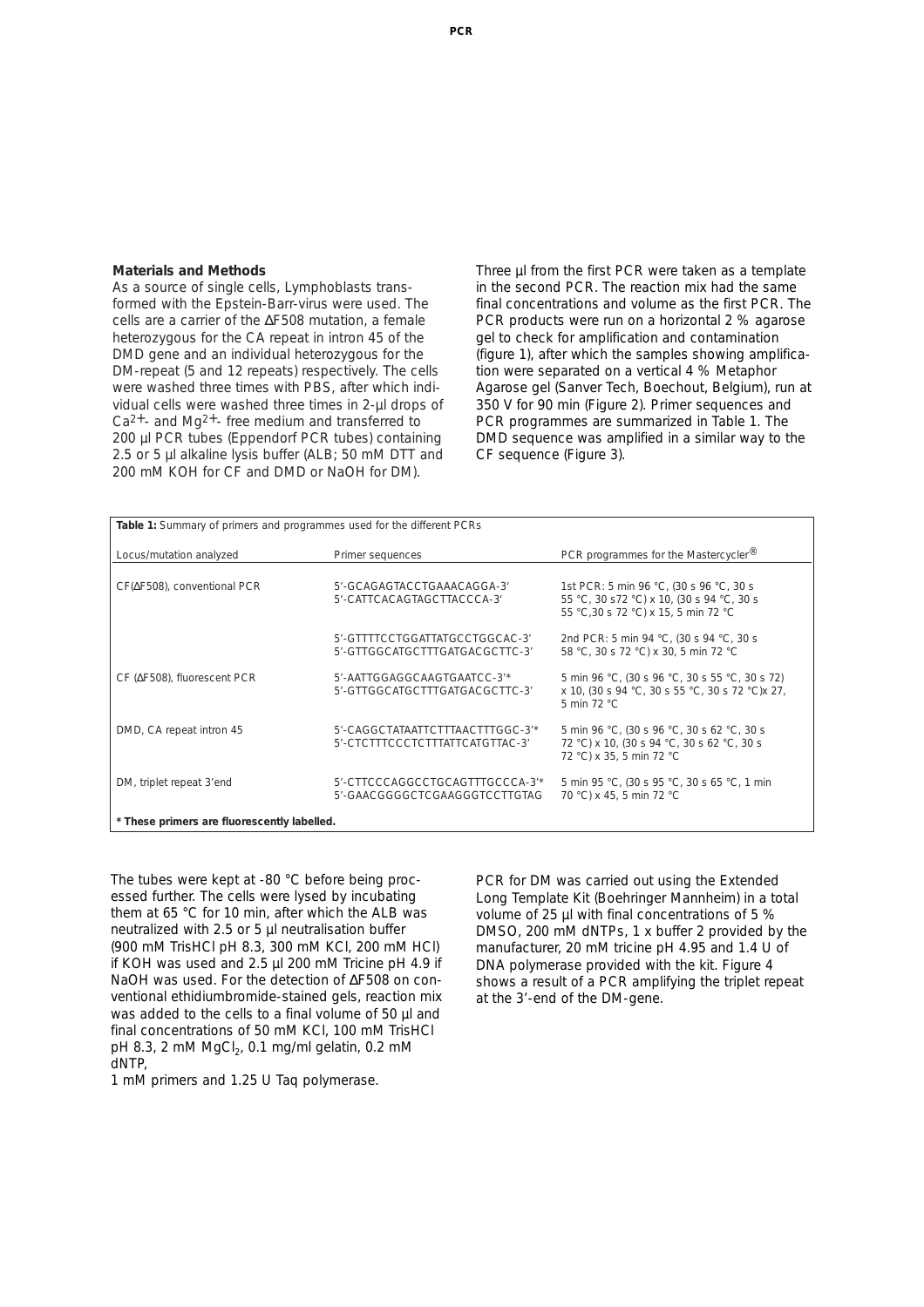### Materials and Methods

As a source of single cells, Lymphoblasts transformed with the Epstein-Barr-virus were used. The cells are a carrier of the ΔF508 mutation, a female heterozygous for the CA repeat in intron 45 of the DMD gene and an individual heterozygous for the DM-repeat (5 and 12 repeats) respectively. The cells were washed three times with PBS, after which individual cells were washed three times in 2-µl drops of $Ca^{2+}$- and $Mg^{2+}$- free medium and transferred to 200 µl PCR tubes (Eppendorf PCR tubes) containing 2.5 or 5 µl alkaline lysis buffer (ALB; 50 mM DTT and 200 mM KOH for CF and DMD or NaOH for DM).

Three µl from the first PCR were taken as a template in the second PCR. The reaction mix had the same final concentrations and volume as the first PCR. The PCR products were run on a horizontal 2 % agarose gel to check for amplification and contamination (figure 1), after which the samples showing amplification were separated on a vertical 4 % Metaphor Agarose gel (Sanver Tech, Boechout, Belgium), run at 350 V for 90 min (Figure 2). Primer sequences and PCR programmes are summarized in Table 1. The DMD sequence was amplified in a similar way to the CF sequence (Figure 3).

**Table 1:** Summary of primers and programmes used for the different PCRs

| Locus/mutation analyzed | Primer sequences | PCR programmes for the Mastercycler® |
|---|---|---|
| CF(ΔF508), conventional PCR | 5'-GCAGAGTACCTGAAACAGGA-3' 5'-CATTCACAGTAGCTTACCCA-3' | 1st PCR: 5 min 96 °C, (30 s 96 °C, 30 s 55 °C, 30 s72 °C) x 10, (30 s 94 °C, 30 s 55 °C,30 s 72 °C) x 15, 5 min 72 °C |
| | 5'-GTTTTCCTGGATTATGCCTGGCAC-3' 5'-GTTGGCATGCTTTGATGACGCTTC-3' | 2nd PCR: 5 min 94 °C, (30 s 94 °C, 30 s 58 °C, 30 s 72 °C) x 30, 5 min 72 °C |
| CF (ΔF508), fluorescent PCR | 5'-AATTGGAGGCAAGTGAATCC-3'* 5'-GTTGGCATGCTTTGATGACGCTTC-3' | 5 min 96 °C, (30 s 96 °C, 30 s 55 °C, 30 s 72) x 10, (30 s 94 °C, 30 s 55 °C, 30 s 72 °C)x 27, 5 min 72 °C |
| DMD, CA repeat intron 45 | 5'-CAGGCTATAATTCTTTAACTTTGGC-3'* 5'-CTCTTTCCCTCTTTATTCATGTTAC-3' | 5 min 96 °C, (30 s 96 °C, 30 s 62 °C, 30 s 72 °C) x 10, (30 s 94 °C, 30 s 62 °C, 30 s 72 °C) x 35, 5 min 72 °C |
| DM, triplet repeat 3'end | 5'-CTTCCCAGGCCTGCAGTTTGCCCA-3'* 5'-GAACGGGGCTCGAAGGGTCCTTGTAG | 5 min 95 °C, (30 s 95 °C, 30 s 65 °C, 1 min 70 °C) x 45, 5 min 72 °C |

**\* These primers are fluorescently labelled.**

The tubes were kept at -80 °C before being processed further. The cells were lysed by incubating them at 65 °C for 10 min, after which the ALB was neutralized with 2.5 or 5 µl neutralisation buffer (900 mM TrisHCl pH 8.3, 300 mM KCl, 200 mM HCl) if KOH was used and 2.5 µl 200 mM Tricine pH 4.9 if NaOH was used. For the detection of ΔF508 on conventional ethidiumbromide-stained gels, reaction mix was added to the cells to a final volume of 50 µl and final concentrations of 50 mM KCl, 100 mM TrisHCl pH 8.3, 2 mM $MgCl_2$, 0.1 mg/ml gelatin, 0.2 mM dNTP,
1 mM primers and 1.25 U Taq polymerase.

PCR for DM was carried out using the Extended Long Template Kit (Boehringer Mannheim) in a total volume of 25 µl with final concentrations of 5 % DMSO, 200 mM dNTPs, 1 x buffer 2 provided by the manufacturer, 20 mM tricine pH 4.95 and 1.4 U of DNA polymerase provided with the kit. Figure 4 shows a result of a PCR amplifying the triplet repeat at the 3'-end of the DM-gene.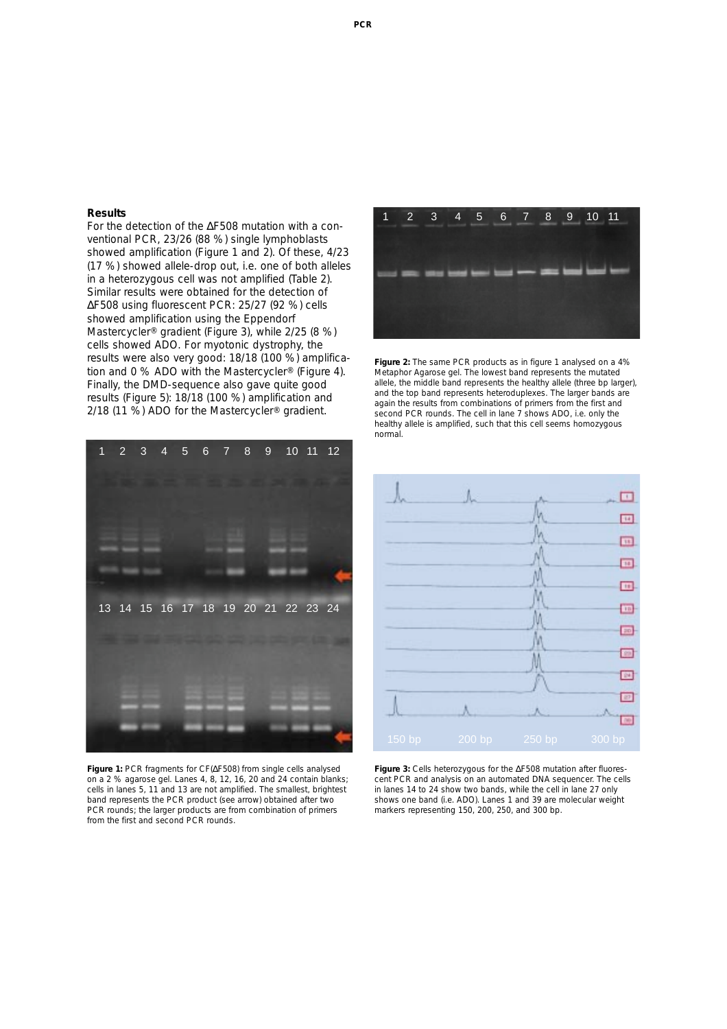## Results

For the detection of the ΔF508 mutation with a conventional PCR, 23/26 (88 %) single lymphoblasts showed amplification (Figure 1 and 2). Of these, 4/23 (17 %) showed allele-drop out, i.e. one of both alleles in a heterozygous cell was not amplified (Table 2). Similar results were obtained for the detection of ΔF508 using fluorescent PCR: 25/27 (92 %) cells showed amplification using the Eppendorf Mastercycler® gradient (Figure 3), while 2/25 (8 %) cells showed ADO. For myotonic dystrophy, the results were also very good: 18/18 (100 %) amplification and 0 % ADO with the Mastercycler® (Figure 4). Finally, the DMD-sequence also gave quite good results (Figure 5): 18/18 (100 %) amplification and 2/18 (11 %) ADO for the Mastercycler® gradient.

**Figure 1:** PCR fragments for CF(ΔF508) from single cells analysed on a 2 % agarose gel. Lanes 4, 8, 12, 16, 20 and 24 contain blanks; cells in lanes 5, 11 and 13 are not amplified. The smallest, brightest band represents the PCR product (see arrow) obtained after two PCR rounds; the larger products are from combination of primers from the first and second PCR rounds.

**Figure 2:** The same PCR products as in figure 1 analysed on a 4% Metaphor Agarose gel. The lowest band represents the mutated allele, the middle band represents the healthy allele (three bp larger), and the top band represents heteroduplexes. The larger bands are again the results from combinations of primers from the first and second PCR rounds. The cell in lane 7 shows ADO, i.e. only the healthy allele is amplified, such that this cell seems homozygous normal.

**Figure 3:** Cells heterozygous for the ΔF508 mutation after fluorescent PCR and analysis on an automated DNA sequencer. The cells in lanes 14 to 24 show two bands, while the cell in lane 27 only shows one band (i.e. ADO). Lanes 1 and 39 are molecular weight markers representing 150, 200, 250, and 300 bp.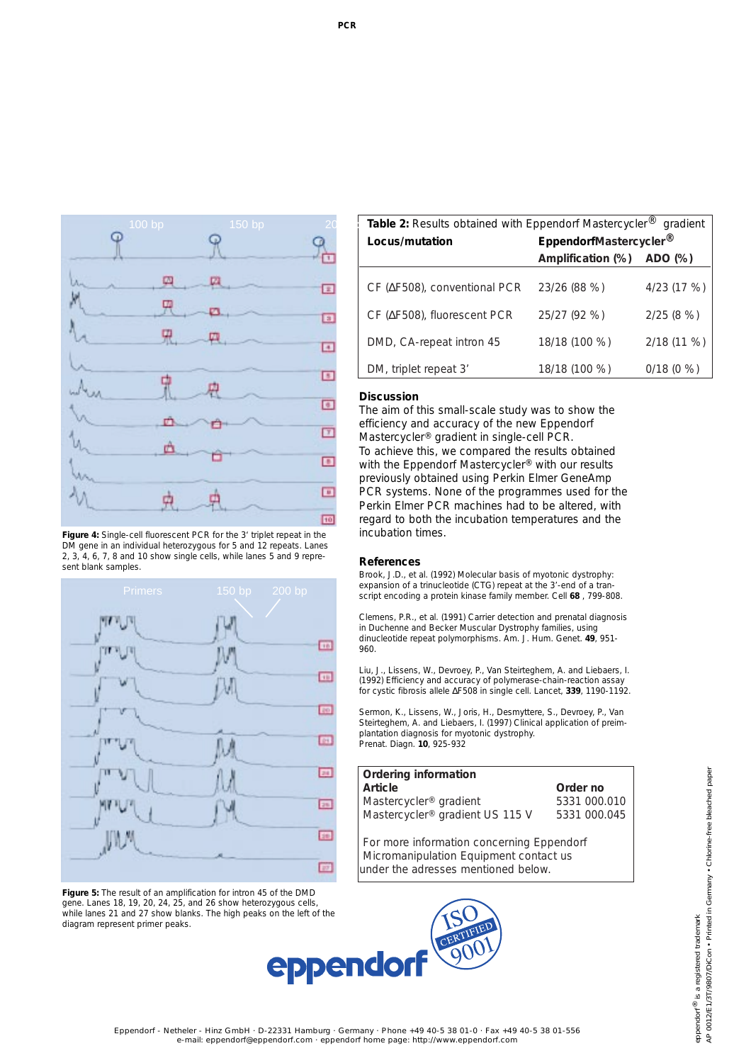100 bp
150 bp
20

**Figure 4:** Single-cell fluorescent PCR for the 3' triplet repeat in the DM gene in an individual heterozygous for 5 and 12 repeats. Lanes 2, 3, 4, 6, 7, 8 and 10 show single cells, while lanes 5 and 9 represent blank samples.

Primers
150 bp
200 bp

**Figure 5:** The result of an amplification for intron 45 of the DMD gene. Lanes 18, 19, 20, 24, 25, and 26 show heterozygous cells, while lanes 21 and 27 show blanks. The high peaks on the left of the diagram represent primer peaks.

**Table 2:** Results obtained with Eppendorf Mastercycler® gradient

| **Locus/mutation** | **EppendorfMastercycler®** | |
|---|---|---|
| | **Amplification (%)** | **ADO (%)** |
| CF (ΔF508), conventional PCR | 23/26 (88 %) | 4/23 (17 %) |
| CF (ΔF508), fluorescent PCR | 25/27 (92 %) | 2/25 (8 %) |
| DMD, CA-repeat intron 45 | 18/18 (100 %) | 2/18 (11 %) |
| DM, triplet repeat 3' | 18/18 (100 %) | 0/18 (0 %) |

## Discussion

The aim of this small-scale study was to show the efficiency and accuracy of the new Eppendorf Mastercycler® gradient in single-cell PCR.
To achieve this, we compared the results obtained with the Eppendorf Mastercycler® with our results previously obtained using Perkin Elmer GeneAmp PCR systems. None of the programmes used for the Perkin Elmer PCR machines had to be altered, with regard to both the incubation temperatures and the incubation times.

## References

Brook, J.D., et al. (1992) Molecular basis of myotonic dystrophy: expansion of a trinucleotide (CTG) repeat at the 3'-end of a transcript encoding a protein kinase family member. Cell **68**, 799-808.

Clemens, P.R., et al. (1991) Carrier detection and prenatal diagnosis in Duchenne and Becker Muscular Dystrophy families, using dinucleotide repeat polymorphisms. Am. J. Hum. Genet. **49**, 951-960.

Liu, J., Lissens, W., Devroey, P., Van Steirteghem, A. and Liebaers, I. (1992) Efficiency and accuracy of polymerase-chain-reaction assay for cystic fibrosis allele ΔF508 in single cell. Lancet, **339**, 1190-1192.

Sermon, K., Lissens, W., Joris, H., Desmyttere, S., Devroey, P., Van Steirteghem, A. and Liebaers, I. (1997) Clinical application of preimplantation diagnosis for myotonic dystrophy. Prenat. Diagn. **10**, 925-932

**Ordering information**

| **Article** | **Order no** |
|---|---|
| Mastercycler® gradient | 5331 000.010 |
| Mastercycler® gradient US 115 V | 5331 000.045 |

For more information concerning Eppendorf Micromanipulation Equipment contact us under the adresses mentioned below.

eppendorf

ISO CERTIFIED 9001

Eppendorf - Netheler - Hinz GmbH · D-22331 Hamburg · Germany · Phone +49 40-5 38 01-0 · Fax +49 40-5 38 01-556
e-mail: eppendorf@eppendorf.com · eppendorf home page: http://www.eppendorf.com

eppendorf® is a registered trademark
AP 0012/E1/3T/9807/DiCon • Printed in Germany • Chlorine-free bleached paper